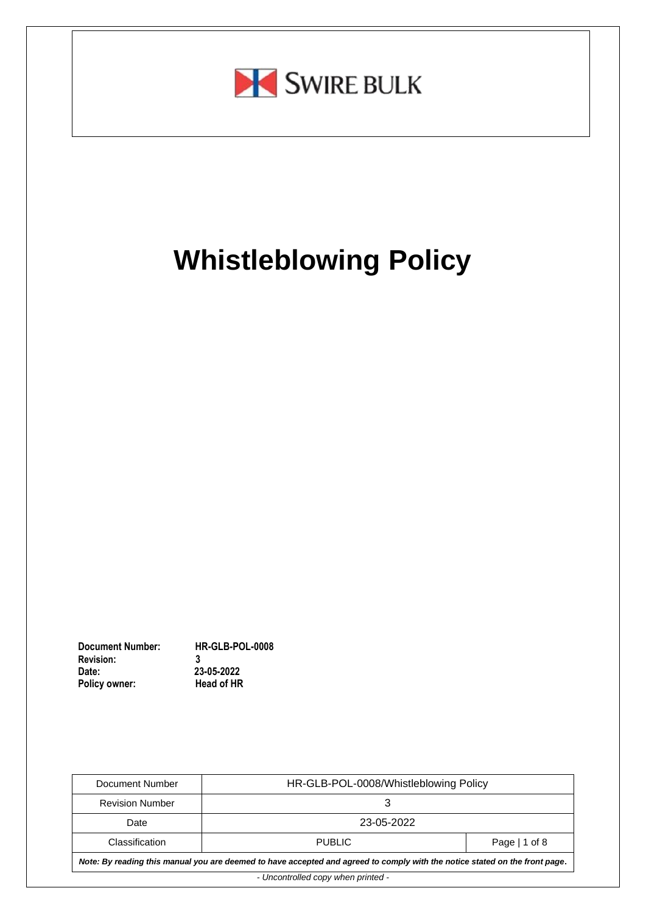SWIRE BULK

# Whistleblowing Policy

**Document Number:** HR-GLB-POL-0008
**Revision:** 3
**Date:** 23-05-2022
**Policy owner:** Head of HR

| Document Number | HR-GLB-POL-0008/Whistleblowing Policy | |
|---|---|---|
| Revision Number | 3 | |
| Date | 23-05-2022 | |
| Classification | PUBLIC | Page \| 1 of 8 |

***Note: By reading this manual you are deemed to have accepted and agreed to comply with the notice stated on the front page.***

*- Uncontrolled copy when printed -*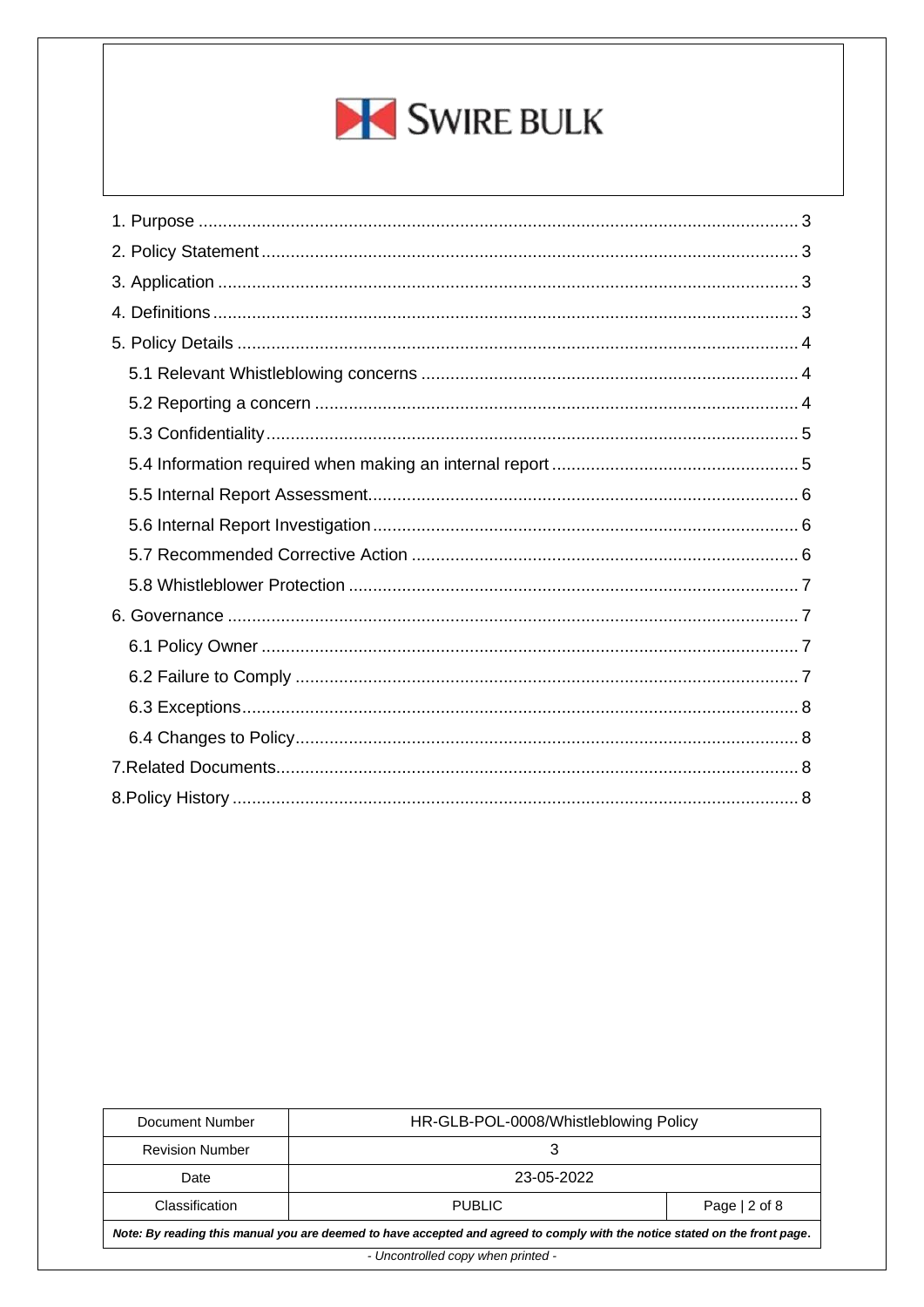SWIRE BULK

1. Purpose ........................................................................................................................ 3
2. Policy Statement ........................................................................................................... 3
3. Application .................................................................................................................... 3
4. Definitions ..................................................................................................................... 3
5. Policy Details ................................................................................................................ 4
    5.1 Relevant Whistleblowing concerns ........................................................................... 4
    5.2 Reporting a concern ................................................................................................. 4
    5.3 Confidentiality ........................................................................................................... 5
    5.4 Information required when making an internal report ................................................ 5
    5.5 Internal Report Assessment ...................................................................................... 6
    5.6 Internal Report Investigation ..................................................................................... 6
    5.7 Recommended Corrective Action ............................................................................. 6
    5.8 Whistleblower Protection .......................................................................................... 7
6. Governance ................................................................................................................... 7
    6.1 Policy Owner ............................................................................................................ 7
    6.2 Failure to Comply ..................................................................................................... 7
    6.3 Exceptions ................................................................................................................ 8
    6.4 Changes to Policy ..................................................................................................... 8
7. Related Documents ........................................................................................................ 8
8. Policy History ................................................................................................................. 8

| Document Number | HR-GLB-POL-0008/Whistleblowing Policy | |
|---|---|---|
| Revision Number | 3 | |
| Date | 23-05-2022 | |
| Classification | PUBLIC | Page \| 2 of 8 |

***Note: By reading this manual you are deemed to have accepted and agreed to comply with the notice stated on the front page.***

*- Uncontrolled copy when printed -*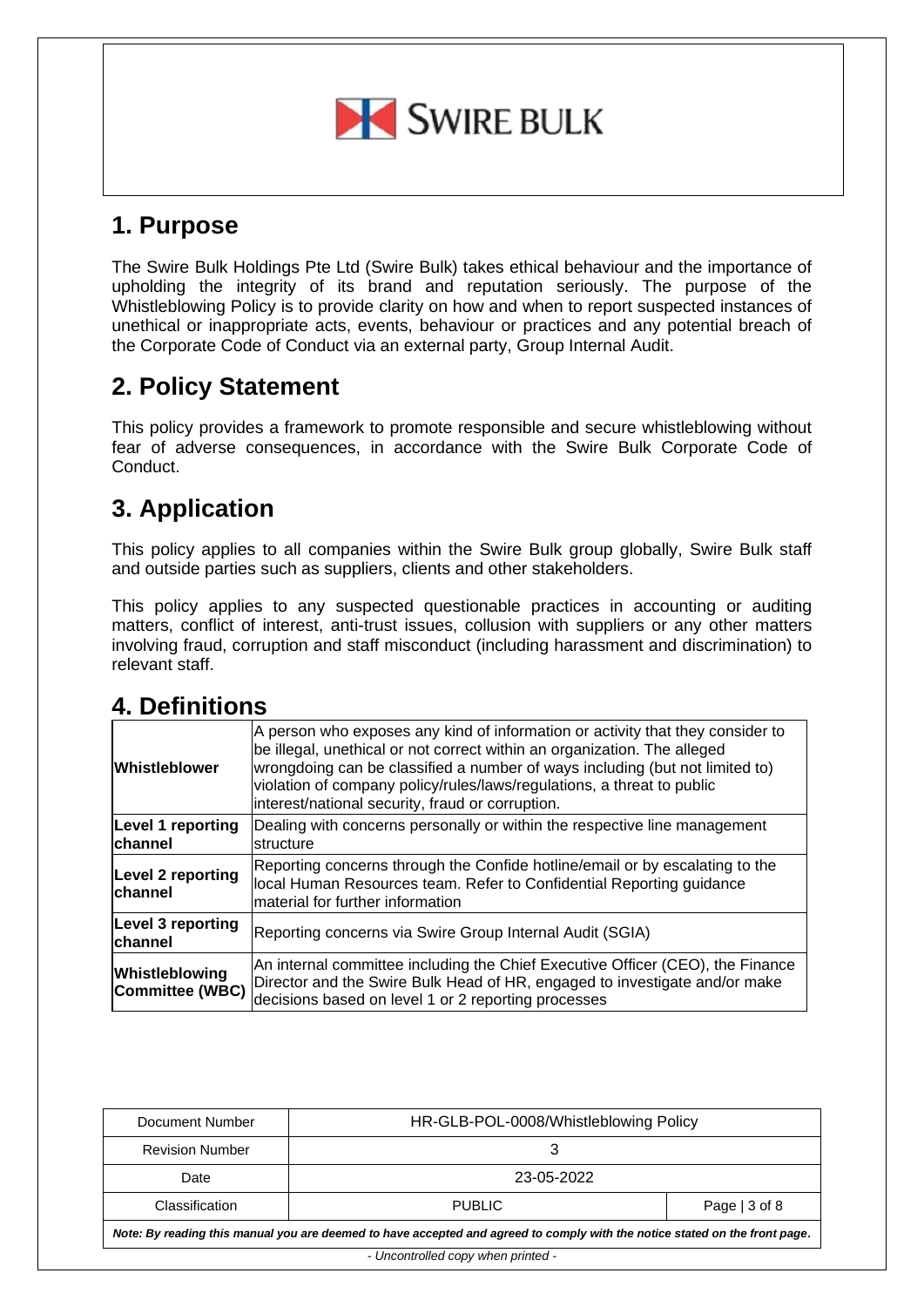## 1. Purpose

The Swire Bulk Holdings Pte Ltd (Swire Bulk) takes ethical behaviour and the importance of upholding the integrity of its brand and reputation seriously. The purpose of the Whistleblowing Policy is to provide clarity on how and when to report suspected instances of unethical or inappropriate acts, events, behaviour or practices and any potential breach of the Corporate Code of Conduct via an external party, Group Internal Audit.

## 2. Policy Statement

This policy provides a framework to promote responsible and secure whistleblowing without fear of adverse consequences, in accordance with the Swire Bulk Corporate Code of Conduct.

## 3. Application

This policy applies to all companies within the Swire Bulk group globally, Swire Bulk staff and outside parties such as suppliers, clients and other stakeholders.

This policy applies to any suspected questionable practices in accounting or auditing matters, conflict of interest, anti-trust issues, collusion with suppliers or any other matters involving fraud, corruption and staff misconduct (including harassment and discrimination) to relevant staff.

## 4. Definitions

| | |
|---|---|
| **Whistleblower** | A person who exposes any kind of information or activity that they consider to be illegal, unethical or not correct within an organization. The alleged wrongdoing can be classified a number of ways including (but not limited to) violation of company policy/rules/laws/regulations, a threat to public interest/national security, fraud or corruption. |
| **Level 1 reporting channel** | Dealing with concerns personally or within the respective line management structure |
| **Level 2 reporting channel** | Reporting concerns through the Confide hotline/email or by escalating to the local Human Resources team. Refer to Confidential Reporting guidance material for further information |
| **Level 3 reporting channel** | Reporting concerns via Swire Group Internal Audit (SGIA) |
| **Whistleblowing Committee (WBC)** | An internal committee including the Chief Executive Officer (CEO), the Finance Director and the Swire Bulk Head of HR, engaged to investigate and/or make decisions based on level 1 or 2 reporting processes |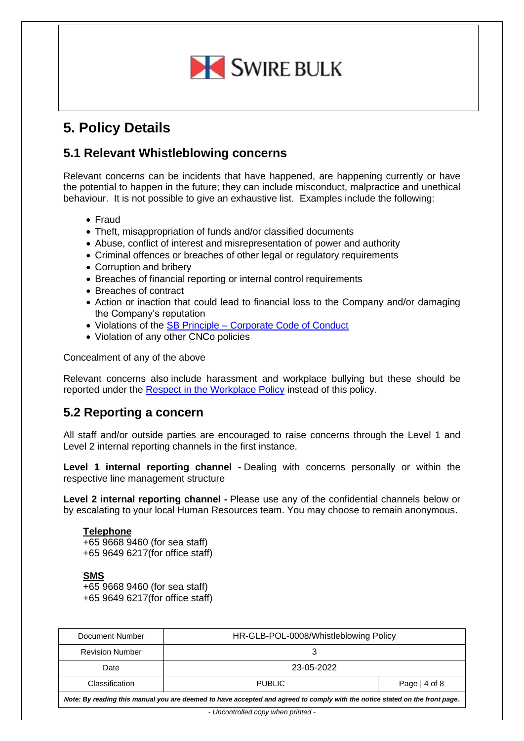# 5. Policy Details

## 5.1 Relevant Whistleblowing concerns

Relevant concerns can be incidents that have happened, are happening currently or have the potential to happen in the future; they can include misconduct, malpractice and unethical behaviour. It is not possible to give an exhaustive list. Examples include the following:

- Fraud
- Theft, misappropriation of funds and/or classified documents
- Abuse, conflict of interest and misrepresentation of power and authority
- Criminal offences or breaches of other legal or regulatory requirements
- Corruption and bribery
- Breaches of financial reporting or internal control requirements
- Breaches of contract
- Action or inaction that could lead to financial loss to the Company and/or damaging the Company's reputation
- Violations of the SB Principle – Corporate Code of Conduct
- Violation of any other CNCo policies

Concealment of any of the above

Relevant concerns also include harassment and workplace bullying but these should be reported under the Respect in the Workplace Policy instead of this policy.

## 5.2 Reporting a concern

All staff and/or outside parties are encouraged to raise concerns through the Level 1 and Level 2 internal reporting channels in the first instance.

**Level 1 internal reporting channel -** Dealing with concerns personally or within the respective line management structure

**Level 2 internal reporting channel -** Please use any of the confidential channels below or by escalating to your local Human Resources team. You may choose to remain anonymous.

**Telephone**
+65 9668 9460 (for sea staff)
+65 9649 6217(for office staff)

**SMS**
+65 9668 9460 (for sea staff)
+65 9649 6217(for office staff)

| Document Number | HR-GLB-POL-0008/Whistleblowing Policy | |
|---|---|---|
| Revision Number | 3 | |
| Date | 23-05-2022 | |
| Classification | PUBLIC | Page \| 4 of 8 |

***Note: By reading this manual you are deemed to have accepted and agreed to comply with the notice stated on the front page.***

*- Uncontrolled copy when printed -*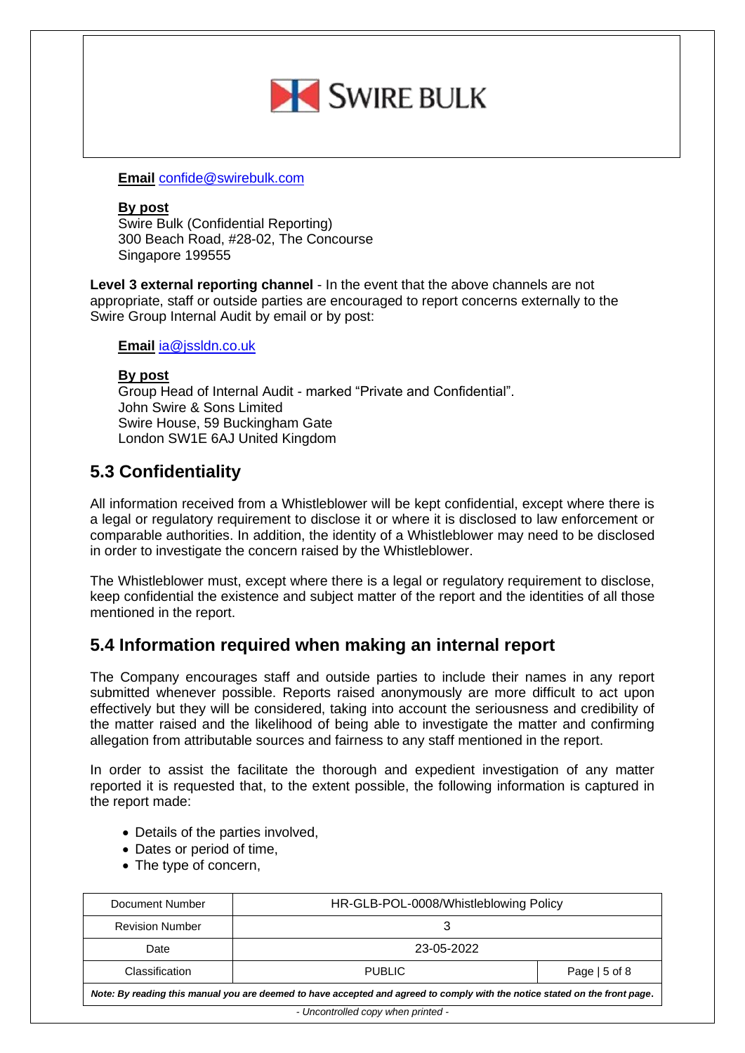**Email** confide@swirebulk.com

**By post**
Swire Bulk (Confidential Reporting)
300 Beach Road, #28-02, The Concourse
Singapore 199555

**Level 3 external reporting channel** - In the event that the above channels are not appropriate, staff or outside parties are encouraged to report concerns externally to the Swire Group Internal Audit by email or by post:

**Email** ia@jssldn.co.uk

**By post**
Group Head of Internal Audit - marked "Private and Confidential".
John Swire & Sons Limited
Swire House, 59 Buckingham Gate
London SW1E 6AJ United Kingdom

## 5.3 Confidentiality

All information received from a Whistleblower will be kept confidential, except where there is a legal or regulatory requirement to disclose it or where it is disclosed to law enforcement or comparable authorities. In addition, the identity of a Whistleblower may need to be disclosed in order to investigate the concern raised by the Whistleblower.

The Whistleblower must, except where there is a legal or regulatory requirement to disclose, keep confidential the existence and subject matter of the report and the identities of all those mentioned in the report.

## 5.4 Information required when making an internal report

The Company encourages staff and outside parties to include their names in any report submitted whenever possible. Reports raised anonymously are more difficult to act upon effectively but they will be considered, taking into account the seriousness and credibility of the matter raised and the likelihood of being able to investigate the matter and confirming allegation from attributable sources and fairness to any staff mentioned in the report.

In order to assist the facilitate the thorough and expedient investigation of any matter reported it is requested that, to the extent possible, the following information is captured in the report made:

- Details of the parties involved,
- Dates or period of time,
- The type of concern,

| Document Number | HR-GLB-POL-0008/Whistleblowing Policy | |
|---|---|---|
| Revision Number | 3 | |
| Date | 23-05-2022 | |
| Classification | PUBLIC | Page \| 5 of 8 |

***Note: By reading this manual you are deemed to have accepted and agreed to comply with the notice stated on the front page.***

*- Uncontrolled copy when printed -*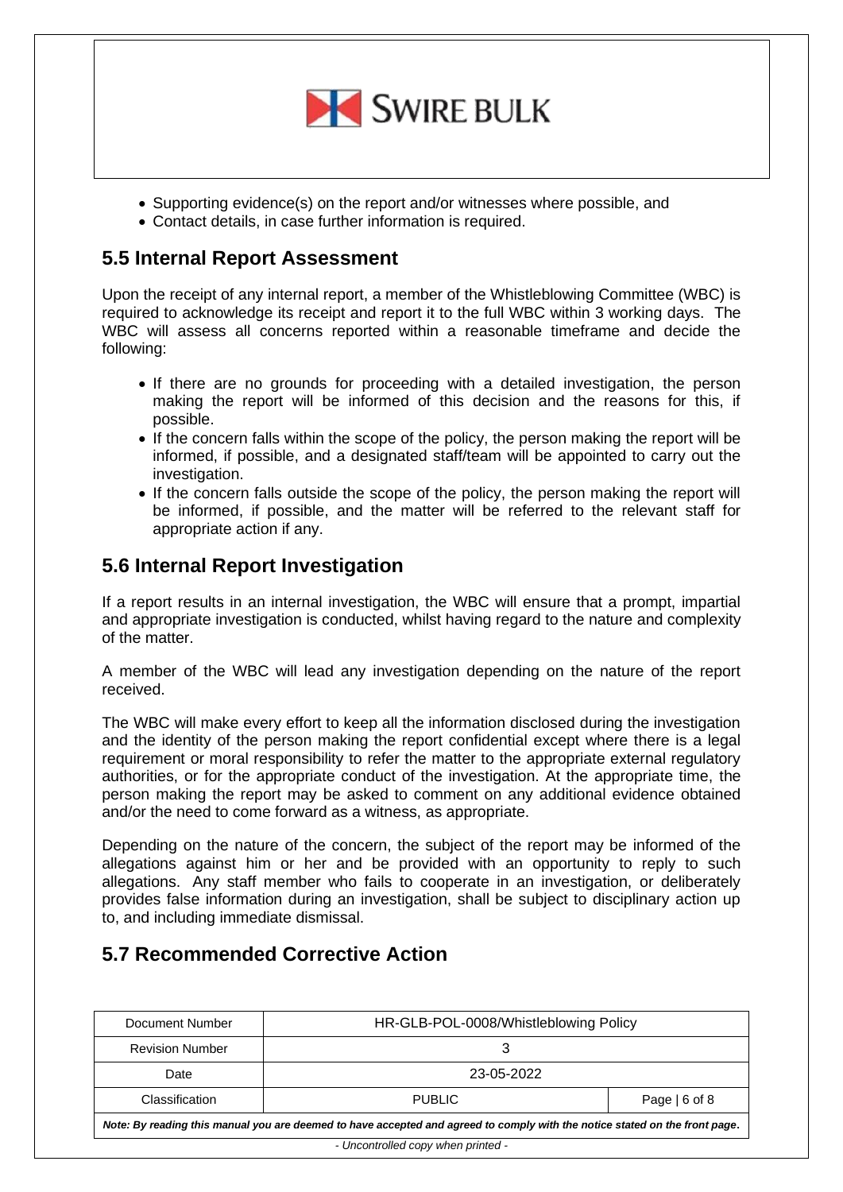- Supporting evidence(s) on the report and/or witnesses where possible, and
- Contact details, in case further information is required.

## 5.5 Internal Report Assessment

Upon the receipt of any internal report, a member of the Whistleblowing Committee (WBC) is required to acknowledge its receipt and report it to the full WBC within 3 working days. The WBC will assess all concerns reported within a reasonable timeframe and decide the following:

- If there are no grounds for proceeding with a detailed investigation, the person making the report will be informed of this decision and the reasons for this, if possible.
- If the concern falls within the scope of the policy, the person making the report will be informed, if possible, and a designated staff/team will be appointed to carry out the investigation.
- If the concern falls outside the scope of the policy, the person making the report will be informed, if possible, and the matter will be referred to the relevant staff for appropriate action if any.

## 5.6 Internal Report Investigation

If a report results in an internal investigation, the WBC will ensure that a prompt, impartial and appropriate investigation is conducted, whilst having regard to the nature and complexity of the matter.

A member of the WBC will lead any investigation depending on the nature of the report received.

The WBC will make every effort to keep all the information disclosed during the investigation and the identity of the person making the report confidential except where there is a legal requirement or moral responsibility to refer the matter to the appropriate external regulatory authorities, or for the appropriate conduct of the investigation. At the appropriate time, the person making the report may be asked to comment on any additional evidence obtained and/or the need to come forward as a witness, as appropriate.

Depending on the nature of the concern, the subject of the report may be informed of the allegations against him or her and be provided with an opportunity to reply to such allegations. Any staff member who fails to cooperate in an investigation, or deliberately provides false information during an investigation, shall be subject to disciplinary action up to, and including immediate dismissal.

## 5.7 Recommended Corrective Action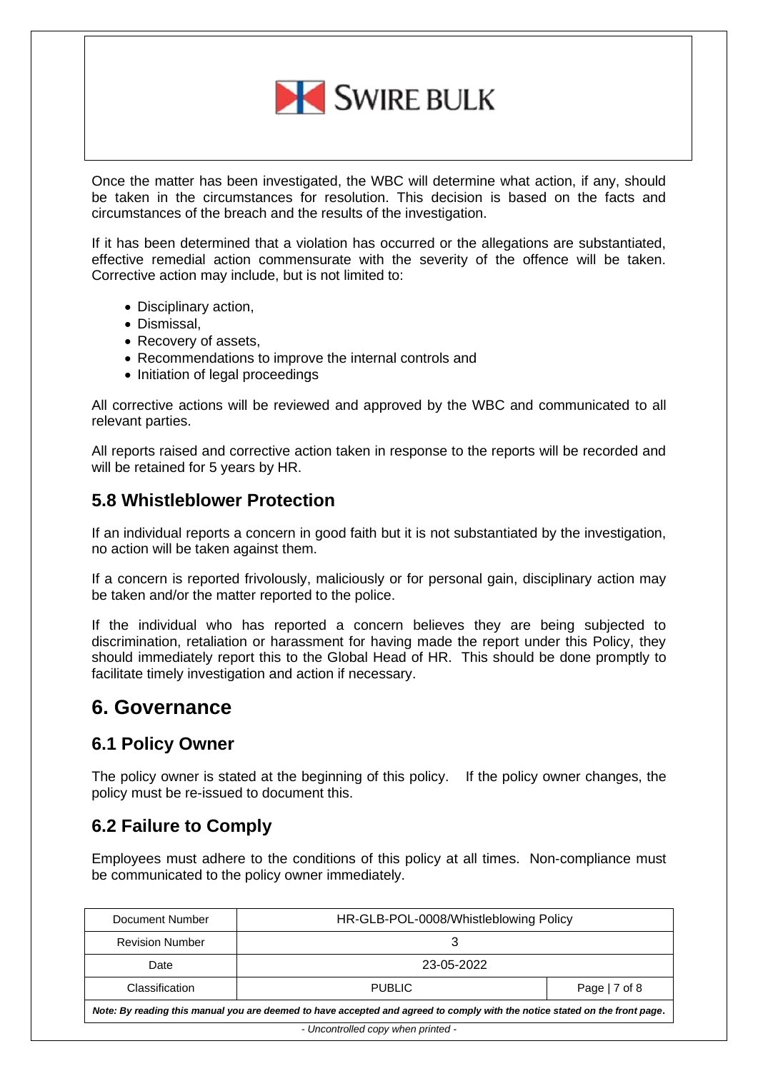Once the matter has been investigated, the WBC will determine what action, if any, should be taken in the circumstances for resolution. This decision is based on the facts and circumstances of the breach and the results of the investigation.

If it has been determined that a violation has occurred or the allegations are substantiated, effective remedial action commensurate with the severity of the offence will be taken. Corrective action may include, but is not limited to:

- Disciplinary action,
- Dismissal,
- Recovery of assets,
- Recommendations to improve the internal controls and
- Initiation of legal proceedings

All corrective actions will be reviewed and approved by the WBC and communicated to all relevant parties.

All reports raised and corrective action taken in response to the reports will be recorded and will be retained for 5 years by HR.

## 5.8 Whistleblower Protection

If an individual reports a concern in good faith but it is not substantiated by the investigation, no action will be taken against them.

If a concern is reported frivolously, maliciously or for personal gain, disciplinary action may be taken and/or the matter reported to the police.

If the individual who has reported a concern believes they are being subjected to discrimination, retaliation or harassment for having made the report under this Policy, they should immediately report this to the Global Head of HR. This should be done promptly to facilitate timely investigation and action if necessary.

# 6. Governance

## 6.1 Policy Owner

The policy owner is stated at the beginning of this policy. If the policy owner changes, the policy must be re-issued to document this.

## 6.2 Failure to Comply

Employees must adhere to the conditions of this policy at all times. Non-compliance must be communicated to the policy owner immediately.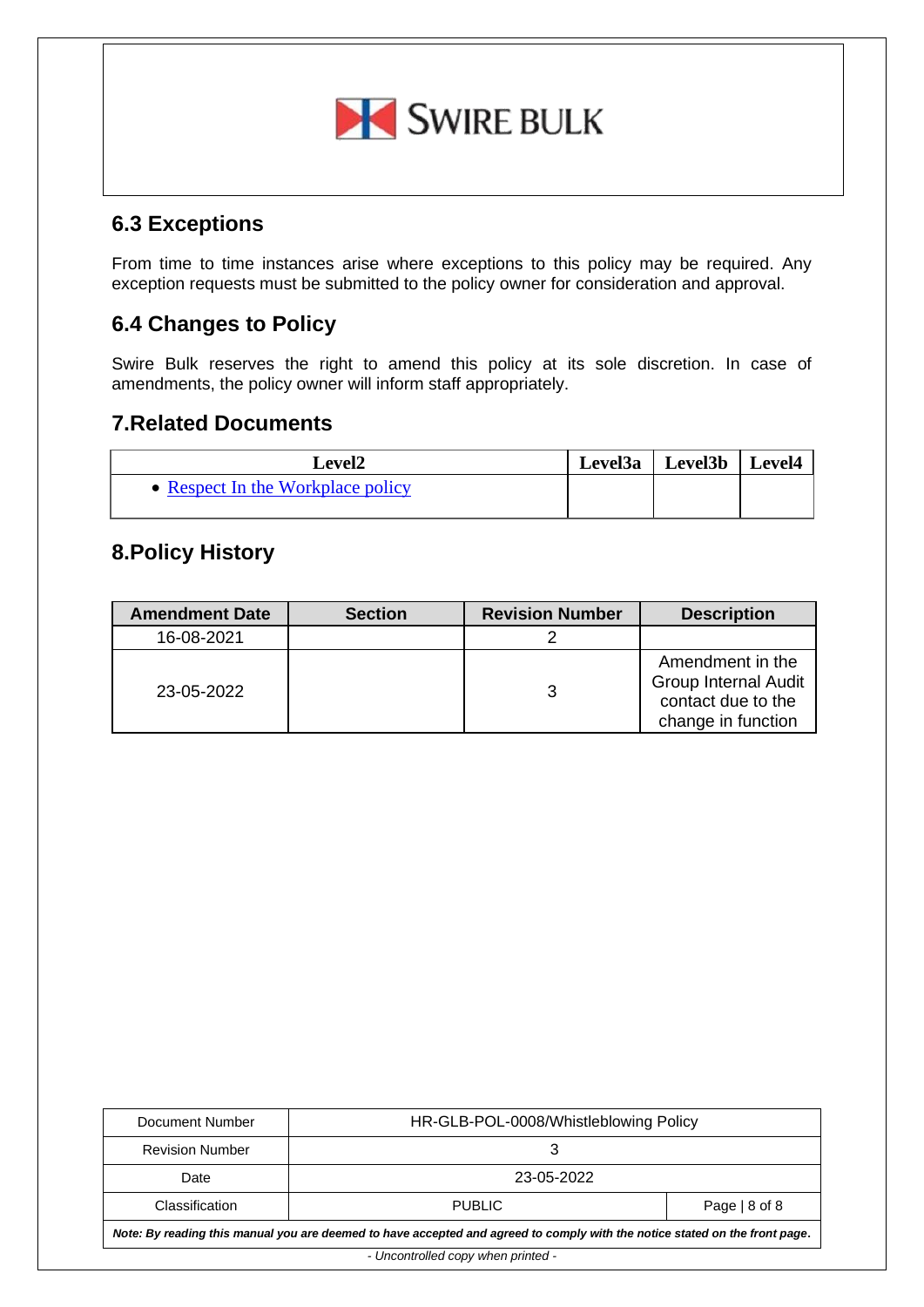## 6.3 Exceptions

From time to time instances arise where exceptions to this policy may be required. Any exception requests must be submitted to the policy owner for consideration and approval.

## 6.4 Changes to Policy

Swire Bulk reserves the right to amend this policy at its sole discretion. In case of amendments, the policy owner will inform staff appropriately.

## 7.Related Documents

| Level2 | Level3a | Level3b | Level4 |
|---|---|---|---|
| • Respect In the Workplace policy | | | |

## 8.Policy History

| Amendment Date | Section | Revision Number | Description |
|---|---|---|---|
| 16-08-2021 | | 2 | |
| 23-05-2022 | | 3 | Amendment in the Group Internal Audit contact due to the change in function |